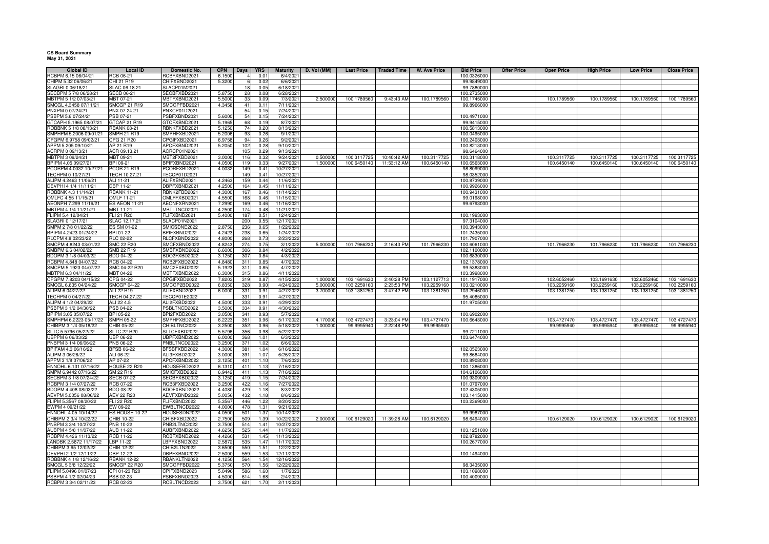**CS Board Summary**
**May 31, 2021**

| Global ID | Local ID | Domestic No. | CPN | Days | YRS | Maturity | D. Vol (MM) | Last Price | Traded Time | W. Ave Price | Bid Price | Offer Price | Open Price | High Price | Low Price | Close Price |
|---|---|---|---|---|---|---|---|---|---|---|---|---|---|---|---|---|
| RCBPM 6.15 06/04/21 | RCB 06-21 | RCBFXBND2021 | 6.1500 | 4 | 0.01 | 6/4/2021 | | | | | 100.0326000 | | | | | |
| CHIPM 5.32 06/06/21 | CHI 21 R19 | CHIFXBND2021 | 5.3200 | 6 | 0.02 | 6/6/2021 | | | | | 99.9849000 | | | | | |
| SLAGRI 0 06/18/21 | SLAC 06.18.21 | SLACP01M2021 | | 18 | 0.05 | 6/18/2021 | | | | | 99.7880000 | | | | | |
| SECBPM 5 7/8 06/28/21 | SECB 06-21 | SECBFXBD2021 | 5.8750 | 28 | 0.08 | 6/28/2021 | | | | | 100.2735000 | | | | | |
| MBTPM 5 1/2 07/03/21 | MBT 07-21 | MBTFXBND2021 | 5.5000 | 33 | 0.09 | 7/3/2021 | 2.500000 | 100.1789560 | 9:43:43 AM | 100.1789560 | 100.1745000 | | 100.1789560 | 100.1789560 | 100.1789560 | 100.1789560 |
| SMCGL 4.3458 07/11/21 | SMCGP 21 R19 | SMCGPFBD2021 | 4.3458 | 41 | 0.11 | 7/11/2021 | | | | | 99.8966000 | | | | | |
| PNXPM 0 07/24/21 | PNX 07.24.21 | PNXCP01D2021 | | 54 | 0.15 | 7/24/2021 | | | | | | | | | | |
| PSBPM 5.6 07/24/21 | PSB 07-21 | PSBFXBND2021 | 5.6000 | 54 | 0.15 | 7/24/2021 | | | | | 100.4971000 | | | | | |
| GTCAPH 5.1965 08/07/21 | GTCAP 21 R19 | GTCFXBND2021 | 5.1965 | 68 | 0.19 | 8/7/2021 | | | | | 99.9415000 | | | | | |
| ROBBNK 5 1/8 08/13/21 | RBANK 08-21 | RBNKFXBD2021 | 5.1250 | 74 | 0.20 | 8/13/2021 | | | | | 100.5813000 | | | | | |
| SMPHPM 5.2006 09/01/21 | SMPH 21 R19 | SMPHFXBD2021 | 5.2006 | 93 | 0.26 | 9/1/2021 | | | | | 100.0495000 | | | | | |
| CPGPM 6.9758 09/02/21 | CPG 21 R20 | CPGIFXBD2021 | 6.9758 | 94 | 0.26 | 9/2/2021 | | | | | 100.2403000 | | | | | |
| APPM 5.205 09/10/21 | AP 21 R19 | APCFXBND2021 | 5.2050 | 102 | 0.28 | 9/10/2021 | | | | | 100.8213000 | | | | | |
| ACRPM 0 09/13/21 | ACR 09.13.21 | ACRCP01N2021 | | 105 | 0.29 | 9/13/2021 | | | | | 98.6464000 | | | | | |
| MBTPM 3 09/24/21 | MBT 09-21 | MBT2FXBD2021 | 3.0000 | 116 | 0.32 | 9/24/2021 | 0.500000 | 100.3117725 | 10:40:42 AM | 100.3117725 | 100.3118000 | | 100.3117725 | 100.3117725 | 100.3117725 | 100.3117725 |
| BPIPM 4.05 09/27/21 | BPI 09-21 | BPIFXBND2021 | 4.0500 | 119 | 0.33 | 9/27/2021 | 1.500000 | 100.6450140 | 11:53:12 AM | 100.6450140 | 100.6563000 | | 100.6450140 | 100.6450140 | 100.6450140 | 100.6450140 |
| PCORPM 4.0032 10/27/21 | PCOR 21 R19 | PCORFXBD2021 | 4.0032 | 149 | 0.41 | 10/27/2021 | | | | | 98.8099000 | | | | | |
| TECHPM 0 10/27/21 | TECH 10.27.21 | TECCP01D2021 | | 149 | 0.41 | 10/27/2021 | | | | | 98.0352000 | | | | | |
| ALIPM 4.2463 11/06/21 | ALI 11-21 | ALIFXBND2021 | 4.2463 | 159 | 0.44 | 11/6/2021 | | | | | 100.8739000 | | | | | |
| DEVPHI 4 1/4 11/11/21 | DBP 11-21 | DBPFXBND2021 | 4.2500 | 164 | 0.45 | 11/11/2021 | | | | | 100.9926000 | | | | | |
| ROBBNK 4.3 11/14/21 | RBANK 11-21 | RBNK2FBD2021 | 4.3000 | 167 | 0.46 | 11/14/2021 | | | | | 100.9431000 | | | | | |
| OMLFC 4.55 11/15/21 | OMLF 11-21 | OMLFFXBD2021 | 4.5500 | 168 | 0.46 | 11/15/2021 | | | | | 99.0198000 | | | | | |
| AEONPH 7.299 11/16/21 | ES AEON 11-21 | AEONFXRN2021 | 7.2990 | 169 | 0.46 | 11/16/2021 | | | | | 99.6793000 | | | | | |
| MBTPM 4 1/4 11/21/21 | MBT 11-21 | MBTLTNCD2021 | 4.2500 | 174 | 0.48 | 11/21/2021 | | | | | | | | | | |
| FLIPM 5.4 12/04/21 | FLI 21 R20 | FLIFXBND2021 | 5.4000 | 187 | 0.51 | 12/4/2021 | | | | | 100.1993000 | | | | | |
| SLAGRI 0 12/17/21 | SLAC 12.17.21 | SLACP01N2021 | | 200 | 0.55 | 12/17/2021 | | | | | 97.3104000 | | | | | |
| SMPM 2 7/8 01/22/22 | ES SM 01-22 | SMICSDNE2022 | 2.8750 | 236 | 0.65 | 1/22/2022 | | | | | 100.3943000 | | | | | |
| BPIPM 4.2423 01/24/22 | BPI 01-22 | BPIFXBND2022 | 4.2423 | 238 | 0.65 | 1/24/2022 | | | | | 101.2435000 | | | | | |
| RLCPM 4.8 02/23/22 | RLC 02-22 | RLCFXBND2022 | 4.8000 | 268 | 0.73 | 2/23/2022 | | | | | 101.7907000 | | | | | |
| SMCPM 4.8243 03/01/22 | SMC 22 R20 | SMCFXBND2022 | 4.8243 | 274 | 0.75 | 3/1/2022 | 5.000000 | 101.7966230 | 2:16:43 PM | 101.7966230 | 100.6061000 | | 101.7966230 | 101.7966230 | 101.7966230 | 101.7966230 |
| SMBPM 6.6 04/02/22 | SMB 22 R19 | SMBFXBND2022 | 6.6000 | 306 | 0.84 | 4/2/2022 | | | | | 102.1100000 | | | | | |
| BDOPM 3 1/8 04/03/22 | BDO 04-22 | BDO2FXBD2022 | 3.1250 | 307 | 0.84 | 4/3/2022 | | | | | 100.6830000 | | | | | |
| RCBPM 4.848 04/07/22 | RCB 04-22 | RCB2FXBD2022 | 4.8480 | 311 | 0.85 | 4/7/2022 | | | | | 102.1378000 | | | | | |
| SMCPM 5.1923 04/07/22 | SMC 04-22 R20 | SMC2FXBD2022 | 5.1923 | 311 | 0.85 | 4/7/2022 | | | | | 99.5383000 | | | | | |
| MBTPM 6.3 04/11/22 | MBT 04-22 | MBTFXBND2022 | 6.3000 | 315 | 0.86 | 4/11/2022 | | | | | 103.3998000 | | | | | |
| CPGPM 7.8203 04/15/22 | CPG 04-22 | CPGIFXBD2022 | 7.8203 | 319 | 0.87 | 4/15/2022 | 1.000000 | 103.1691630 | 2:40:28 PM | 103.1127713 | 101.1917000 | | 102.6052460 | 103.1691630 | 102.6052460 | 103.1691630 |
| SMCGL 6.835 04/24/22 | SMCGP 04-22 | SMCGP2BD2022 | 6.8350 | 328 | 0.90 | 4/24/2022 | 5.000000 | 103.2259160 | 2:23:53 PM | 103.2259160 | 103.0210000 | | 103.2259160 | 103.2259160 | 103.2259160 | 103.2259160 |
| ALIPM 6 04/27/22 | ALI 22 R19 | ALIFXBND2022 | 6.0000 | 331 | 0.91 | 4/27/2022 | 3.700000 | 103.1381250 | 3:47:42 PM | 103.1381250 | 103.2946000 | | 103.1381250 | 103.1381250 | 103.1381250 | 103.1381250 |
| TECHPM 0 04/27/22 | TECH 04.27.22 | TECCP01E2022 | | 331 | 0.91 | 4/27/2022 | | | | | 95.4085000 | | | | | |
| ALIPM 4 1/2 04/29/22 | ALI 22 4.5 | ALI2FXBD2022 | 4.5000 | 333 | 0.91 | 4/29/2022 | | | | | 101.9705000 | | | | | |
| PSBPM 3 1/2 04/30/22 | PSB 04-22 | PSBLTNCD2022 | 3.5000 | 334 | 0.91 | 4/30/2022 | | | | | | | | | | |
| BPIPM 3.05 05/07/22 | BPI 05-22 | BPI2FXBD2022 | 3.0500 | 341 | 0.93 | 5/7/2022 | | | | | 100.6902000 | | | | | |
| SMPHPM 6.2223 05/17/22 | SMPH 05-22 | SMPHFXBD2022 | 6.2223 | 351 | 0.96 | 5/17/2022 | 4.170000 | 103.4727470 | 3:23:04 PM | 103.4727470 | 100.6643000 | | 103.4727470 | 103.4727470 | 103.4727470 | 103.4727470 |
| CHIBPM 3 1/4 05/18/22 | CHIB 05-22 | CHIBLTNC2022 | 3.2500 | 352 | 0.96 | 5/18/2022 | 1.000000 | 99.9995940 | 2:22:48 PM | 99.9995940 | | | 99.9995940 | 99.9995940 | 99.9995940 | 99.9995940 |
| SLTC 5.5796 05/22/22 | SLTC 22 R20 | SLTCFXBD2022 | 5.5796 | 356 | 0.98 | 5/22/2022 | | | | | 99.7211000 | | | | | |
| UBPPM 6 06/03/22 | UBP 06-22 | UBPFXBND2022 | 6.0000 | 368 | 1.01 | 6/3/2022 | | | | | 103.6474000 | | | | | |
| PNBPM 3 1/4 06/06/22 | PNB 06-22 | PNBLTNCD2022 | 3.2500 | 371 | 1.02 | 6/6/2022 | | | | | | | | | | |
| BPIFAM 4.3 06/16/22 | BFSB 06-22 | BFSBFXBD2022 | 4.3000 | 381 | 1.04 | 6/16/2022 | | | | | 102.0523000 | | | | | |
| ALIPM 3 06/26/22 | ALI 06-22 | ALI3FXBD2022 | 3.0000 | 391 | 1.07 | 6/26/2022 | | | | | 99.8684000 | | | | | |
| APPM 3 1/8 07/06/22 | AP 07-22 | APCFXBND2022 | 3.1250 | 401 | 1.10 | 7/6/2022 | | | | | 100.8908000 | | | | | |
| ENNOHL 6.131 07/16/22 | HOUSE 22 R20 | HOUSEFBD2022 | 6.1310 | 411 | 1.13 | 7/16/2022 | | | | | 100.1386000 | | | | | |
| SMPM 6.9442 07/16/22 | SM 22 R19 | SMICFXBD2022 | 6.9442 | 411 | 1.13 | 7/16/2022 | | | | | 104.6106000 | | | | | |
| SECBPM 3 1/8 07/24/22 | SECB 07-22 | SECBFXBD2022 | 3.1250 | 419 | 1.15 | 7/24/2022 | | | | | 100.9309000 | | | | | |
| RCBPM 3 1/4 07/27/22 | RCB 07-22 | RCB3FXBD2022 | 3.2500 | 422 | 1.16 | 7/27/2022 | | | | | 101.0797000 | | | | | |
| BDOPM 4.408 08/03/22 | BDO 08-22 | BDOFXBND2022 | 4.4080 | 429 | 1.18 | 8/3/2022 | | | | | 102.4305000 | | | | | |
| AEVPM 5.0056 08/06/22 | AEV 22 R20 | AEVFXBND2022 | 5.0056 | 432 | 1.18 | 8/6/2022 | | | | | 103.1415000 | | | | | |
| FLIPM 5.3567 08/20/22 | FLI 22 R20 | FLIFXBND2022 | 5.3567 | 446 | 1.22 | 8/20/2022 | | | | | 103.2369000 | | | | | |
| EWPM 4 09/21/22 | EW 09-22 | EWBLTNCD2022 | 4.0000 | 478 | 1.31 | 9/21/2022 | | | | | | | | | | |
| ENNOHL 4.05 10/14/22 | ES HOUSE 10-22 | HOUSESDN2022 | 4.0500 | 501 | 1.37 | 10/14/2022 | | | | | 99.9987000 | | | | | |
| CHIBPM 2 3/4 10/22/22 | CHIB 10-22 | CHIBFXBD2022 | 2.7500 | 509 | 1.39 | 10/22/2022 | 2.000000 | 100.6129020 | 11:39:28 AM | 100.6129020 | 98.6494000 | | 100.6129020 | 100.6129020 | 100.6129020 | 100.6129020 |
| PNBPM 3 3/4 10/27/22 | PNB 10-22 | PNB2LTNC2022 | 3.7500 | 514 | 1.41 | 10/27/2022 | | | | | | | | | | |
| AUBPM 4 5/8 11/07/22 | AUB 11-22 | AUBFXBND2022 | 4.6250 | 525 | 1.44 | 11/7/2022 | | | | | 103.1251000 | | | | | |
| RCBPM 4.426 11/13/22 | RCB 11-22 | RCBFXBND2022 | 4.4260 | 531 | 1.45 | 11/13/2022 | | | | | 102.8782000 | | | | | |
| LANDBK 2.5872 11/17/22 | LBP 11-22 | LBPFXBND2022 | 2.5872 | 535 | 1.47 | 11/17/2022 | | | | | 100.2677000 | | | | | |
| CHIBPM 3.65 12/02/22 | CHIB 12-22 | CHIB2LTN2022 | 3.6500 | 550 | 1.51 | 12/2/2022 | | | | | | | | | | |
| DEVPHI 2 1/2 12/11/22 | DBP 12-22 | DBPFXBND2022 | 2.5000 | 559 | 1.53 | 12/11/2022 | | | | | 100.1494000 | | | | | |
| ROBBNK 4 1/8 12/16/22 | RBANK 12-22 | RBANKLTN2022 | 4.1250 | 564 | 1.54 | 12/16/2022 | | | | | | | | | | |
| SMCGL 5 3/8 12/22/22 | SMCGP 22 R20 | SMCGPFBD2022 | 5.3750 | 570 | 1.56 | 12/22/2022 | | | | | 98.3435000 | | | | | |
| FLIPM 5.0496 01/07/23 | CPI 01-23 R20 | CPIFXBND2023 | 5.0496 | 586 | 1.60 | 1/7/2023 | | | | | 103.1098000 | | | | | |
| PSBPM 4 1/2 02/04/23 | PSB 02-23 | PSBFXBND2023 | 4.5000 | 614 | 1.68 | 2/4/2023 | | | | | 100.4009000 | | | | | |
| RCBPM 3 3/4 02/11/23 | RCB 02-23 | RCBLTNCD2023 | 3.7500 | 621 | 1.70 | 2/11/2023 | | | | | | | | | | |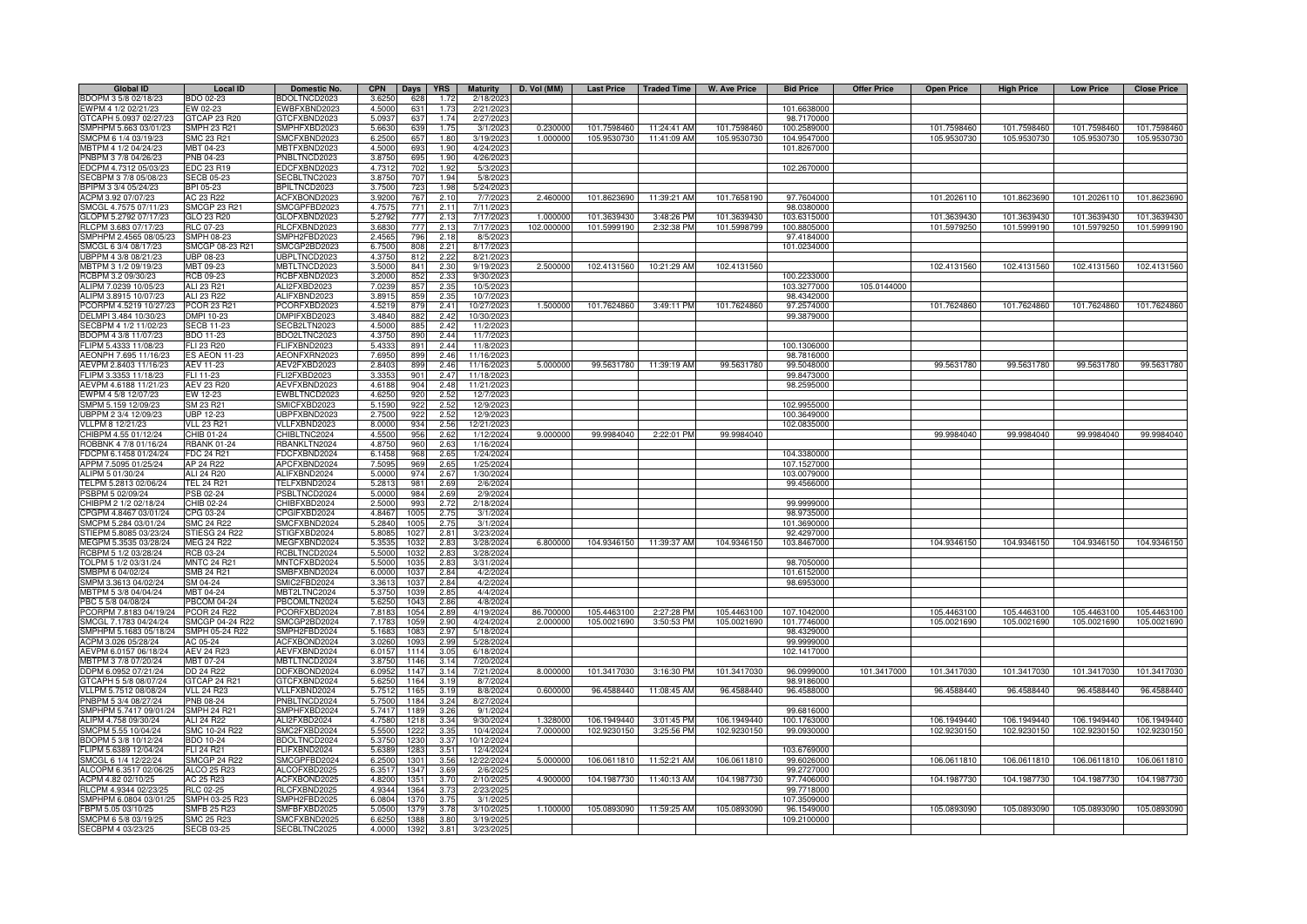| Global ID | Local ID | Domestic No. | CPN | Days | YRS | Maturity | D. Vol (MM) | Last Price | Traded Time | W. Ave Price | Bid Price | Offer Price | Open Price | High Price | Low Price | Close Price |
|---|---|---|---|---|---|---|---|---|---|---|---|---|---|---|---|---|
| BDOPM 3 5/8 02/18/23 | BDO 02-23 | BDOLTNCD2023 | 3.6250 | 628 | 1.72 | 2/18/2023 | | | | | | | | | | |
| EWPM 4 1/2 02/21/23 | EW 02-23 | EWBFXBND2023 | 4.5000 | 631 | 1.73 | 2/21/2023 | | | | | 101.6638000 | | | | | |
| GTCAPH 5.0937 02/27/23 | GTCAP 23 R20 | GTCFXBND2023 | 5.0937 | 637 | 1.74 | 2/27/2023 | | | | | 98.7170000 | | | | | |
| SMPHPM 5.663 03/01/23 | SMPH 23 R21 | SMPHFXBD2023 | 5.6630 | 639 | 1.75 | 3/1/2023 | 0.230000 | 101.7598460 | 11:24:41 AM | 101.7598460 | 100.2589000 | | 101.7598460 | 101.7598460 | 101.7598460 | 101.7598460 |
| SMCPM 6 1/4 03/19/23 | SMC 23 R21 | SMCFXBND2023 | 6.2500 | 657 | 1.80 | 3/19/2023 | 1.000000 | 105.9530730 | 11:41:09 AM | 105.9530730 | 104.9547000 | | 105.9530730 | 105.9530730 | 105.9530730 | 105.9530730 |
| MBTPM 4 1/2 04/24/23 | MBT 04-23 | MBTFXBND2023 | 4.5000 | 693 | 1.90 | 4/24/2023 | | | | | 101.8267000 | | | | | |
| PNBPM 3 7/8 04/26/23 | PNB 04-23 | PNBLTNCD2023 | 3.8750 | 695 | 1.90 | 4/26/2023 | | | | | | | | | | |
| EDCPM 4.7312 05/03/23 | EDC 23 R19 | EDCFXBND2023 | 4.7312 | 702 | 1.92 | 5/3/2023 | | | | | 102.2670000 | | | | | |
| SECBPM 3 7/8 05/08/23 | SECB 05-23 | SECBLTNC2023 | 3.8750 | 707 | 1.94 | 5/8/2023 | | | | | | | | | | |
| BPIPM 3 3/4 05/24/23 | BPI 05-23 | BPILTNCD2023 | 3.7500 | 723 | 1.98 | 5/24/2023 | | | | | | | | | | |
| ACPM 3.92 07/07/23 | AC 23 R22 | ACFXBOND2023 | 3.9200 | 767 | 2.10 | 7/7/2023 | 2.460000 | 101.8623690 | 11:39:21 AM | 101.7658190 | 97.7604000 | | 101.2026110 | 101.8623690 | 101.2026110 | 101.8623690 |
| SMCGL 4.7575 07/11/23 | SMCGP 23 R21 | SMCGPFBD2023 | 4.7575 | 771 | 2.11 | 7/11/2023 | | | | | 98.0380000 | | | | | |
| GLOPM 5.2792 07/17/23 | GLO 23 R20 | GLOFXBND2023 | 5.2792 | 777 | 2.13 | 7/17/2023 | 1.000000 | 101.3639430 | 3:48:26 PM | 101.3639430 | 103.6315000 | | 101.3639430 | 101.3639430 | 101.3639430 | 101.3639430 |
| RLCPM 3.683 07/17/23 | RLC 07-23 | RLCFXBND2023 | 3.6830 | 777 | 2.13 | 7/17/2023 | 102.000000 | 101.5999190 | 2:32:38 PM | 101.5998799 | 100.8805000 | | 101.5979250 | 101.5999190 | 101.5979250 | 101.5999190 |
| SMPHPM 2.4565 08/05/23 | SMPH 08-23 | SMPH2FBD2023 | 2.4565 | 796 | 2.18 | 8/5/2023 | | | | | 97.4184000 | | | | | |
| SMCGL 6 3/4 08/17/23 | SMCGP 08-23 R21 | SMCGP2BD2023 | 6.7500 | 808 | 2.21 | 8/17/2023 | | | | | 101.0234000 | | | | | |
| UBPPM 4 3/8 08/21/23 | UBP 08-23 | UBPLTNCD2023 | 4.3750 | 812 | 2.22 | 8/21/2023 | | | | | | | | | | |
| MBTPM 3 1/2 09/19/23 | MBT 09-23 | MBTLTNCD2023 | 3.5000 | 841 | 2.30 | 9/19/2023 | 2.500000 | 102.4131560 | 10:21:29 AM | 102.4131560 | | | 102.4131560 | 102.4131560 | 102.4131560 | 102.4131560 |
| RCBPM 3.2 09/30/23 | RCB 09-23 | RCBFXBND2023 | 3.2000 | 852 | 2.33 | 9/30/2023 | | | | | 100.2233000 | | | | | |
| ALIPM 7.0239 10/05/23 | ALI 23 R21 | ALI2FXBD2023 | 7.0239 | 857 | 2.35 | 10/5/2023 | | | | | 103.3277000 | 105.0144000 | | | | |
| ALIPM 3.8915 10/07/23 | ALI 23 R22 | ALIFXBND2023 | 3.8915 | 859 | 2.35 | 10/7/2023 | | | | | 98.4342000 | | | | | |
| PCORPM 4.5219 10/27/23 | PCOR 23 R21 | PCORFXBD2023 | 4.5219 | 879 | 2.41 | 10/27/2023 | 1.500000 | 101.7624860 | 3:49:11 PM | 101.7624860 | 97.2574000 | | 101.7624860 | 101.7624860 | 101.7624860 | 101.7624860 |
| DELMPI 3.484 10/30/23 | DMPI 10-23 | DMPIFXBD2023 | 3.4840 | 882 | 2.42 | 10/30/2023 | | | | | 99.3879000 | | | | | |
| SECBPM 4 1/2 11/02/23 | SECB 11-23 | SECB2LTN2023 | 4.5000 | 885 | 2.42 | 11/2/2023 | | | | | | | | | | |
| BDOPM 4 3/8 11/07/23 | BDO 11-23 | BDO2LTNC2023 | 4.3750 | 890 | 2.44 | 11/7/2023 | | | | | | | | | | |
| FLIPM 5.4333 11/08/23 | FLI 23 R20 | FLIFXBND2023 | 5.4333 | 891 | 2.44 | 11/8/2023 | | | | | 100.1306000 | | | | | |
| AEONPH 7.695 11/16/23 | ES AEON 11-23 | AEONFXRN2023 | 7.6950 | 899 | 2.46 | 11/16/2023 | | | | | 98.7816000 | | | | | |
| AEVPM 2.8403 11/16/23 | AEV 11-23 | AEV2FXBD2023 | 2.8403 | 899 | 2.46 | 11/16/2023 | 5.000000 | 99.5631780 | 11:39:19 AM | 99.5631780 | 99.5048000 | | 99.5631780 | 99.5631780 | 99.5631780 | 99.5631780 |
| FLIPM 3.3353 11/18/23 | FLI 11-23 | FLI2FXBD2023 | 3.3353 | 901 | 2.47 | 11/18/2023 | | | | | 99.8473000 | | | | | |
| AEVPM 4.6188 11/21/23 | AEV 23 R20 | AEVFXBND2023 | 4.6188 | 904 | 2.48 | 11/21/2023 | | | | | 98.2595000 | | | | | |
| EWPM 4 5/8 12/07/23 | EW 12-23 | EWBLTNCD2023 | 4.6250 | 920 | 2.52 | 12/7/2023 | | | | | | | | | | |
| SMPM 5.159 12/09/23 | SM 23 R21 | SMICFXBD2023 | 5.1590 | 922 | 2.52 | 12/9/2023 | | | | | 102.9955000 | | | | | |
| UBPPM 2 3/4 12/09/23 | UBP 12-23 | UBPFXBND2023 | 2.7500 | 922 | 2.52 | 12/9/2023 | | | | | 100.3649000 | | | | | |
| VLLPM 8 12/21/23 | VLL 23 R21 | VLLFXBND2023 | 8.0000 | 934 | 2.56 | 12/21/2023 | | | | | 102.0835000 | | | | | |
| CHIBPM 4.55 01/12/24 | CHIB 01-24 | CHIBLTNC2024 | 4.5500 | 956 | 2.62 | 1/12/2024 | 9.000000 | 99.9984040 | 2:22:01 PM | 99.9984040 | | | 99.9984040 | 99.9984040 | 99.9984040 | 99.9984040 |
| ROBBNK 4 7/8 01/16/24 | RBANK 01-24 | RBANKLTN2024 | 4.8750 | 960 | 2.63 | 1/16/2024 | | | | | | | | | | |
| FDCPM 6.1458 01/24/24 | FDC 24 R21 | FDCFXBND2024 | 6.1458 | 968 | 2.65 | 1/24/2024 | | | | | 104.3380000 | | | | | |
| APPM 7.5095 01/25/24 | AP 24 R22 | APCFXBND2024 | 7.5095 | 969 | 2.65 | 1/25/2024 | | | | | 107.1527000 | | | | | |
| ALIPM 5 01/30/24 | ALI 24 R20 | ALIFXBND2024 | 5.0000 | 974 | 2.67 | 1/30/2024 | | | | | 103.0079000 | | | | | |
| TELPM 5.2813 02/06/24 | TEL 24 R21 | TELFXBND2024 | 5.2813 | 981 | 2.69 | 2/6/2024 | | | | | 99.4566000 | | | | | |
| PSBPM 5 02/09/24 | PSB 02-24 | PSBLTNCD2024 | 5.0000 | 984 | 2.69 | 2/9/2024 | | | | | | | | | | |
| CHIBPM 2 1/2 02/18/24 | CHIB 02-24 | CHIBFXBD2024 | 2.5000 | 993 | 2.72 | 2/18/2024 | | | | | 99.9999000 | | | | | |
| CPGPM 4.8467 03/01/24 | CPG 03-24 | CPGIFXBD2024 | 4.8467 | 1005 | 2.75 | 3/1/2024 | | | | | 98.9735000 | | | | | |
| SMCPM 5.284 03/01/24 | SMC 24 R22 | SMCFXBND2024 | 5.2840 | 1005 | 2.75 | 3/1/2024 | | | | | 101.3690000 | | | | | |
| STIEPM 5.8085 03/23/24 | STIESG 24 R22 | STIGFXBD2024 | 5.8085 | 1027 | 2.81 | 3/23/2024 | | | | | 92.4297000 | | | | | |
| MEGPM 5.3535 03/28/24 | MEG 24 R22 | MEGFXBND2024 | 5.3535 | 1032 | 2.83 | 3/28/2024 | 6.800000 | 104.9346150 | 11:39:37 AM | 104.9346150 | 103.8467000 | | 104.9346150 | 104.9346150 | 104.9346150 | 104.9346150 |
| RCBPM 5 1/2 03/28/24 | RCB 03-24 | RCBLTNCD2024 | 5.5000 | 1032 | 2.83 | 3/28/2024 | | | | | | | | | | |
| TOLPM 5 1/2 03/31/24 | MNTC 24 R21 | MNTCFXBD2024 | 5.5000 | 1035 | 2.83 | 3/31/2024 | | | | | 98.7050000 | | | | | |
| SMBPM 6 04/02/24 | SMB 24 R21 | SMBFXBND2024 | 6.0000 | 1037 | 2.84 | 4/2/2024 | | | | | 101.6152000 | | | | | |
| SMPM 3.3613 04/02/24 | SM 04-24 | SMIC2FBD2024 | 3.3613 | 1037 | 2.84 | 4/2/2024 | | | | | 98.6953000 | | | | | |
| MBTPM 5 3/8 04/04/24 | MBT 04-24 | MBT2LTNC2024 | 5.3750 | 1039 | 2.85 | 4/4/2024 | | | | | | | | | | |
| PBC 5 5/8 04/08/24 | PBCOM 04-24 | PBCOMLTN2024 | 5.6250 | 1043 | 2.86 | 4/8/2024 | | | | | | | | | | |
| PCORPM 7.8183 04/19/24 | PCOR 24 R22 | PCORFXBD2024 | 7.8183 | 1054 | 2.89 | 4/19/2024 | 86.700000 | 105.4463100 | 2:27:28 PM | 105.4463100 | 107.1042000 | | 105.4463100 | 105.4463100 | 105.4463100 | 105.4463100 |
| SMCGL 7.1783 04/24/24 | SMCGP 04-24 R22 | SMCGP2BD2024 | 7.1783 | 1059 | 2.90 | 4/24/2024 | 2.000000 | 105.0021690 | 3:50:53 PM | 105.0021690 | 101.7746000 | | 105.0021690 | 105.0021690 | 105.0021690 | 105.0021690 |
| SMPHPM 5.1683 05/18/24 | SMPH 05-24 R22 | SMPH2FBD2024 | 5.1683 | 1083 | 2.97 | 5/18/2024 | | | | | 98.4329000 | | | | | |
| ACPM 3.026 05/28/24 | AC 05-24 | ACFXBOND2024 | 3.0260 | 1093 | 2.99 | 5/28/2024 | | | | | 99.9999000 | | | | | |
| AEVPM 6.0157 06/18/24 | AEV 24 R23 | AEVFXBND2024 | 6.0157 | 1114 | 3.05 | 6/18/2024 | | | | | 102.1417000 | | | | | |
| MBTPM 3 7/8 07/20/24 | MBT 07-24 | MBTLTNCD2024 | 3.8750 | 1146 | 3.14 | 7/20/2024 | | | | | | | | | | |
| DDPM 6.0952 07/21/24 | DD 24 R22 | DDFXBOND2024 | 6.0952 | 1147 | 3.14 | 7/21/2024 | 8.000000 | 101.3417030 | 3:16:30 PM | 101.3417030 | 96.0999000 | 101.3417000 | 101.3417030 | 101.3417030 | 101.3417030 | 101.3417030 |
| GTCAPH 5 5/8 08/07/24 | GTCAP 24 R21 | GTCFXBND2024 | 5.6250 | 1164 | 3.19 | 8/7/2024 | | | | | 98.9186000 | | | | | |
| VLLPM 5.7512 08/08/24 | VLL 24 R23 | VLLFXBND2024 | 5.7512 | 1165 | 3.19 | 8/8/2024 | 0.600000 | 96.4588440 | 11:08:45 AM | 96.4588440 | 96.4588000 | | 96.4588440 | 96.4588440 | 96.4588440 | 96.4588440 |
| PNBPM 5 3/4 08/27/24 | PNB 08-24 | PNBLTNCD2024 | 5.7500 | 1184 | 3.24 | 8/27/2024 | | | | | | | | | | |
| SMPHPM 5.7417 09/01/24 | SMPH 24 R21 | SMPHFXBD2024 | 5.7417 | 1189 | 3.26 | 9/1/2024 | | | | | 99.6816000 | | | | | |
| ALIPM 4.758 09/30/24 | ALI 24 R22 | ALI2FXBD2024 | 4.7580 | 1218 | 3.34 | 9/30/2024 | 1.328000 | 106.1949440 | 3:01:45 PM | 106.1949440 | 100.1763000 | | 106.1949440 | 106.1949440 | 106.1949440 | 106.1949440 |
| SMCPM 5.55 10/04/24 | SMC 10-24 R22 | SMC2FXBD2024 | 5.5500 | 1222 | 3.35 | 10/4/2024 | 7.000000 | 102.9230150 | 3:25:56 PM | 102.9230150 | 99.0930000 | | 102.9230150 | 102.9230150 | 102.9230150 | 102.9230150 |
| BDOPM 5 3/8 10/12/24 | BDO 10-24 | BDOLTNCD2024 | 5.3750 | 1230 | 3.37 | 10/12/2024 | | | | | | | | | | |
| FLIPM 5.6389 12/04/24 | FLI 24 R21 | FLIFXBND2024 | 5.6389 | 1283 | 3.51 | 12/4/2024 | | | | | 103.6769000 | | | | | |
| SMCGL 6 1/4 12/22/24 | SMCGP 24 R22 | SMCGPFBD2024 | 6.2500 | 1301 | 3.56 | 12/22/2024 | 5.000000 | 106.0611810 | 11:52:21 AM | 106.0611810 | 99.6026000 | | 106.0611810 | 106.0611810 | 106.0611810 | 106.0611810 |
| ALCOPM 6.3517 02/06/25 | ALCO 25 R23 | ALCOFXBD2025 | 6.3517 | 1347 | 3.69 | 2/6/2025 | | | | | 99.2727000 | | | | | |
| ACPM 4.82 02/10/25 | AC 25 R23 | ACFXBOND2025 | 4.8200 | 1351 | 3.70 | 2/10/2025 | 4.900000 | 104.1987730 | 11:40:13 AM | 104.1987730 | 97.7406000 | | 104.1987730 | 104.1987730 | 104.1987730 | 104.1987730 |
| RLCPM 4.9344 02/23/25 | RLC 02-25 | RLCFXBND2025 | 4.9344 | 1364 | 3.73 | 2/23/2025 | | | | | 99.7718000 | | | | | |
| SMPHPM 6.0804 03/01/25 | SMPH 03-25 R23 | SMPH2FBD2025 | 6.0804 | 1370 | 3.75 | 3/1/2025 | | | | | 107.3509000 | | | | | |
| FBPM 5.05 03/10/25 | SMFB 25 R23 | SMFBFXBD2025 | 5.0500 | 1379 | 3.78 | 3/10/2025 | 1.100000 | 105.0893090 | 11:59:25 AM | 105.0893090 | 96.1549000 | | 105.0893090 | 105.0893090 | 105.0893090 | 105.0893090 |
| SMCPM 6 5/8 03/19/25 | SMC 25 R23 | SMCFXBND2025 | 6.6250 | 1388 | 3.80 | 3/19/2025 | | | | | 109.2100000 | | | | | |
| SECBPM 4 03/23/25 | SECB 03-25 | SECBLTNC2025 | 4.0000 | 1392 | 3.81 | 3/23/2025 | | | | | | | | | | |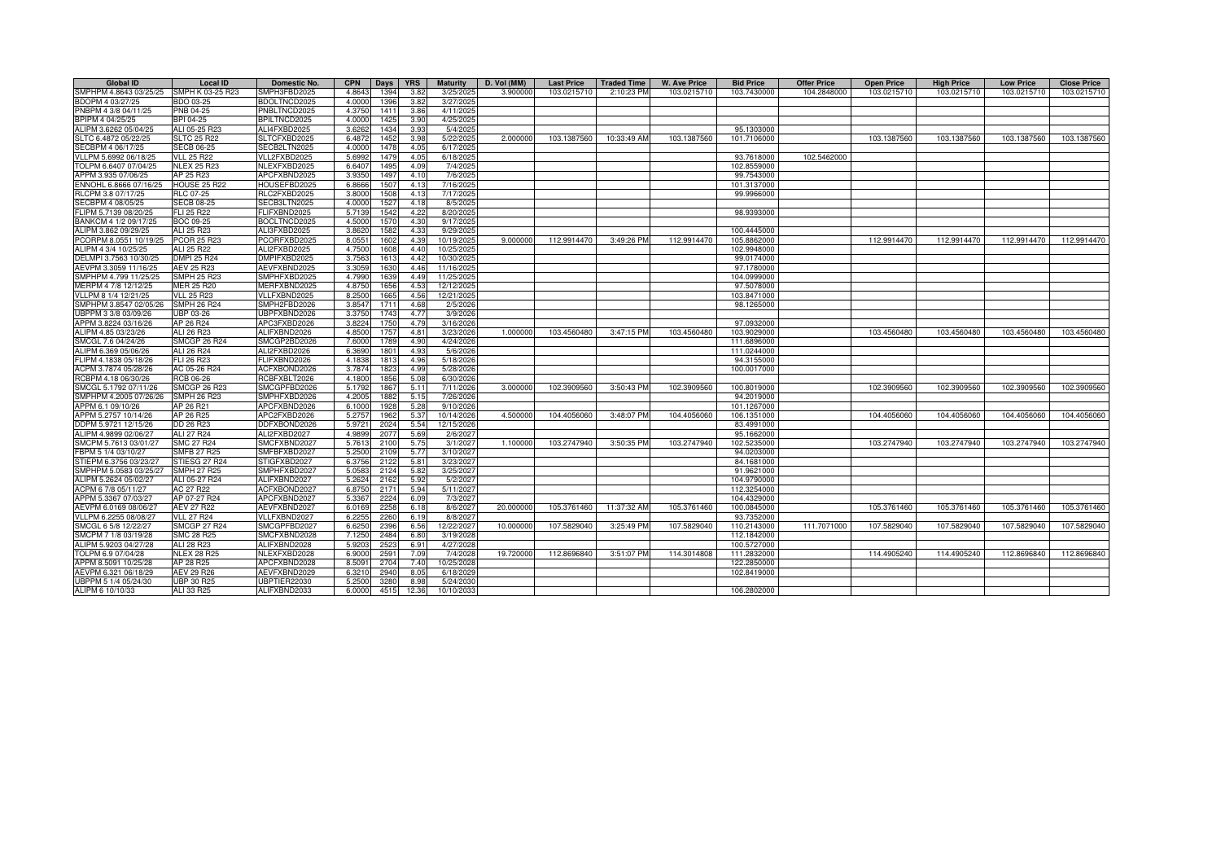| Global ID | Local ID | Domestic No. | CPN | Days | YRS | Maturity | D. Vol (MM) | Last Price | Traded Time | W. Ave Price | Bid Price | Offer Price | Open Price | High Price | Low Price | Close Price |
|---|---|---|---|---|---|---|---|---|---|---|---|---|---|---|---|---|
| SMPHPM 4.8643 03/25/25 | SMPH K 03-25 R23 | SMPH3FBD2025 | 4.8643 | 1394 | 3.82 | 3/25/2025 | 3.900000 | 103.0215710 | 2:10:23 PM | 103.0215710 | 103.7430000 | 104.2848000 | 103.0215710 | 103.0215710 | 103.0215710 | 103.0215710 |
| BDOPM 4 03/27/25 | BDO 03-25 | BDOLTNCD2025 | 4.0000 | 1396 | 3.82 | 3/27/2025 | | | | | | | | | | |
| PNBPM 4 3/8 04/11/25 | PNB 04-25 | PNBLTNCD2025 | 4.3750 | 1411 | 3.86 | 4/11/2025 | | | | | | | | | | |
| BPIPM 4 04/25/25 | BPI 04-25 | BPILTNCD2025 | 4.0000 | 1425 | 3.90 | 4/25/2025 | | | | | | | | | | |
| ALIPM 3.6262 05/04/25 | ALI 05-25 R23 | ALI4FXBD2025 | 3.6262 | 1434 | 3.93 | 5/4/2025 | | | | | 95.1303000 | | | | | |
| SLTC 6.4872 05/22/25 | SLTC 25 R22 | SLTCFXBD2025 | 6.4872 | 1452 | 3.98 | 5/22/2025 | 2.000000 | 103.1387560 | 10:33:49 AM | 103.1387560 | 101.7106000 | | 103.1387560 | 103.1387560 | 103.1387560 | 103.1387560 |
| SECBPM 4 06/17/25 | SECB 06-25 | SECB2LTN2025 | 4.0000 | 1478 | 4.05 | 6/17/2025 | | | | | | | | | | |
| VLLPM 5.6992 06/18/25 | VLL 25 R22 | VLL2FXBD2025 | 5.6992 | 1479 | 4.05 | 6/18/2025 | | | | | 93.7618000 | 102.5462000 | | | | |
| TOLPM 6.6407 07/04/25 | NLEX 25 R23 | NLEXFXBD2025 | 6.6407 | 1495 | 4.09 | 7/4/2025 | | | | | 102.8559000 | | | | | |
| APPM 3.935 07/06/25 | AP 25 R23 | APCFXBND2025 | 3.9350 | 1497 | 4.10 | 7/6/2025 | | | | | 99.7543000 | | | | | |
| ENNOHL 6.8666 07/16/25 | HOUSE 25 R22 | HOUSEFBD2025 | 6.8666 | 1507 | 4.13 | 7/16/2025 | | | | | 101.3137000 | | | | | |
| RLCPM 3.8 07/17/25 | RLC 07-25 | RLC2FXBD2025 | 3.8000 | 1508 | 4.13 | 7/17/2025 | | | | | 99.9966000 | | | | | |
| SECBPM 4 08/05/25 | SECB 08-25 | SECB3LTN2025 | 4.0000 | 1527 | 4.18 | 8/5/2025 | | | | | | | | | | |
| FLIPM 5.7139 08/20/25 | FLI 25 R22 | FLIFXBND2025 | 5.7139 | 1542 | 4.22 | 8/20/2025 | | | | | 98.9393000 | | | | | |
| BANKCM 4 1/2 09/17/25 | BOC 09-25 | BOCLTNCD2025 | 4.5000 | 1570 | 4.30 | 9/17/2025 | | | | | | | | | | |
| ALIPM 3.862 09/29/25 | ALI 25 R23 | ALI3FXBD2025 | 3.8620 | 1582 | 4.33 | 9/29/2025 | | | | | 100.4445000 | | | | | |
| PCORPM 8.0551 10/19/25 | PCOR 25 R23 | PCORFXBD2025 | 8.0551 | 1602 | 4.39 | 10/19/2025 | 9.000000 | 112.9914470 | 3:49:26 PM | 112.9914470 | 105.8862000 | | 112.9914470 | 112.9914470 | 112.9914470 | 112.9914470 |
| ALIPM 4 3/4 10/25/25 | ALI 25 R22 | ALI2FXBD2025 | 4.7500 | 1608 | 4.40 | 10/25/2025 | | | | | 102.9948000 | | | | | |
| DELMPI 3.7563 10/30/25 | DMPI 25 R24 | DMPIFXBD2025 | 3.7563 | 1613 | 4.42 | 10/30/2025 | | | | | 99.0174000 | | | | | |
| AEVPM 3.3059 11/16/25 | AEV 25 R23 | AEVFXBND2025 | 3.3059 | 1630 | 4.46 | 11/16/2025 | | | | | 97.1780000 | | | | | |
| SMPHPM 4.799 11/25/25 | SMPH 25 R23 | SMPHFXBD2025 | 4.7990 | 1639 | 4.49 | 11/25/2025 | | | | | 104.0999000 | | | | | |
| MERPM 4 7/8 12/12/25 | MER 25 R20 | MERFXBND2025 | 4.8750 | 1656 | 4.53 | 12/12/2025 | | | | | 97.5078000 | | | | | |
| VLLPM 8 1/4 12/21/25 | VLL 25 R23 | VLLFXBND2025 | 8.2500 | 1665 | 4.56 | 12/21/2025 | | | | | 103.8471000 | | | | | |
| SMPHPM 3.8547 02/05/26 | SMPH 26 R24 | SMPH2FBD2026 | 3.8547 | 1711 | 4.68 | 2/5/2026 | | | | | 98.1265000 | | | | | |
| UBPPM 3 3/8 03/09/26 | UBP 03-26 | UBPFXBND2026 | 3.3750 | 1743 | 4.77 | 3/9/2026 | | | | | | | | | | |
| APPM 3.8224 03/16/26 | AP 26 R24 | APC3FXBD2026 | 3.8224 | 1750 | 4.79 | 3/16/2026 | | | | | 97.0932000 | | | | | |
| ALIPM 4.85 03/23/26 | ALI 26 R23 | ALIFXBND2026 | 4.8500 | 1757 | 4.81 | 3/23/2026 | 1.000000 | 103.4560480 | 3:47:15 PM | 103.4560480 | 103.9029000 | | 103.4560480 | 103.4560480 | 103.4560480 | 103.4560480 |
| SMCGL 7.6 04/24/26 | SMCGP 26 R24 | SMCGP2BD2026 | 7.6000 | 1789 | 4.90 | 4/24/2026 | | | | | 111.6896000 | | | | | |
| ALIPM 6.369 05/06/26 | ALI 26 R24 | ALI2FXBD2026 | 6.3690 | 1801 | 4.93 | 5/6/2026 | | | | | 111.0244000 | | | | | |
| FLIPM 4.1838 05/18/26 | FLI 26 R23 | FLIFXBND2026 | 4.1838 | 1813 | 4.96 | 5/18/2026 | | | | | 94.3155000 | | | | | |
| ACPM 3.7874 05/28/26 | AC 05-26 R24 | ACFXBOND2026 | 3.7874 | 1823 | 4.99 | 5/28/2026 | | | | | 100.0017000 | | | | | |
| RCBPM 4.18 06/30/26 | RCB 06-26 | RCBFXBLT2026 | 4.1800 | 1856 | 5.08 | 6/30/2026 | | | | | | | | | | |
| SMCGL 5.1792 07/11/26 | SMCGP 26 R23 | SMCGPFBD2026 | 5.1792 | 1867 | 5.11 | 7/11/2026 | 3.000000 | 102.3909560 | 3:50:43 PM | 102.3909560 | 100.8019000 | | 102.3909560 | 102.3909560 | 102.3909560 | 102.3909560 |
| SMPHPM 4.2005 07/26/26 | SMPH 26 R23 | SMPHFXBD2026 | 4.2005 | 1882 | 5.15 | 7/26/2026 | | | | | 94.2019000 | | | | | |
| APPM 6.1 09/10/26 | AP 26 R21 | APCFXBND2026 | 6.1000 | 1928 | 5.28 | 9/10/2026 | | | | | 101.1267000 | | | | | |
| APPM 5.2757 10/14/26 | AP 26 R25 | APC2FXBD2026 | 5.2757 | 1962 | 5.37 | 10/14/2026 | 4.500000 | 104.4056060 | 3:48:07 PM | 104.4056060 | 106.1351000 | | 104.4056060 | 104.4056060 | 104.4056060 | 104.4056060 |
| DDPM 5.9721 12/15/26 | DD 26 R23 | DDFXBOND2026 | 5.9721 | 2024 | 5.54 | 12/15/2026 | | | | | 83.4991000 | | | | | |
| ALIPM 4.9899 02/06/27 | ALI 27 R24 | ALI2FXBD2027 | 4.9899 | 2077 | 5.69 | 2/6/2027 | | | | | 95.1662000 | | | | | |
| SMCPM 5.7613 03/01/27 | SMC 27 R24 | SMCFXBND2027 | 5.7613 | 2100 | 5.75 | 3/1/2027 | 1.100000 | 103.2747940 | 3:50:35 PM | 103.2747940 | 102.5235000 | | 103.2747940 | 103.2747940 | 103.2747940 | 103.2747940 |
| FBPM 5 1/4 03/10/27 | SMFB 27 R25 | SMFBFXBD2027 | 5.2500 | 2109 | 5.77 | 3/10/2027 | | | | | 94.0203000 | | | | | |
| STIEPM 6.3756 03/23/27 | STIESG 27 R24 | STIGFXBD2027 | 6.3756 | 2122 | 5.81 | 3/23/2027 | | | | | 84.1681000 | | | | | |
| SMPHPM 5.0583 03/25/27 | SMPH 27 R25 | SMPHFXBD2027 | 5.0583 | 2124 | 5.82 | 3/25/2027 | | | | | 91.9621000 | | | | | |
| ALIPM 5.2624 05/02/27 | ALI 05-27 R24 | ALIFXBND2027 | 5.2624 | 2162 | 5.92 | 5/2/2027 | | | | | 104.9790000 | | | | | |
| ACPM 6 7/8 05/11/27 | AC 27 R22 | ACFXBOND2027 | 6.8750 | 2171 | 5.94 | 5/11/2027 | | | | | 112.3254000 | | | | | |
| APPM 5.3367 07/03/27 | AP 07-27 R24 | APCFXBND2027 | 5.3367 | 2224 | 6.09 | 7/3/2027 | | | | | 104.4329000 | | | | | |
| AEVPM 6.0169 08/06/27 | AEV 27 R24 | AEVFXBND2027 | 6.0169 | 2258 | 6.18 | 8/6/2027 | 20.000000 | 105.3761460 | 11:37:32 AM | 105.3761460 | 100.0845000 | | 105.3761460 | 105.3761460 | 105.3761460 | 105.3761460 |
| VLLPM 6.2255 08/08/27 | VLL 27 R24 | VLLFXBND2027 | 6.2255 | 2260 | 6.19 | 8/8/2027 | | | | | 93.7352000 | | | | | |
| SMCGL 6 5/8 12/22/27 | SMCGP 27 R24 | SMCGPFBD2027 | 6.6250 | 2396 | 6.56 | 12/22/2027 | 10.000000 | 107.5829040 | 3:25:49 PM | 107.5829040 | 110.2143000 | 111.7071000 | 107.5829040 | 107.5829040 | 107.5829040 | 107.5829040 |
| SMCPM 7 1/8 03/19/28 | SMC 28 R25 | SMCFXBND2028 | 7.1250 | 2484 | 6.80 | 3/19/2028 | | | | | 112.1842000 | | | | | |
| ALIPM 5.9203 04/27/28 | ALI 28 R23 | ALIFXBND2028 | 5.9203 | 2523 | 6.91 | 4/27/2028 | | | | | 100.5727000 | | | | | |
| TOLPM 6.9 07/04/28 | NLEX 28 R25 | NLEXFXBD2028 | 6.9000 | 2591 | 7.09 | 7/4/2028 | 19.720000 | 112.8696840 | 3:51:07 PM | 114.3014808 | 111.2832000 | | 114.4905240 | 114.4905240 | 112.8696840 | 112.8696840 |
| APPM 8.5091 10/25/28 | AP 28 R25 | APCFXBND2028 | 8.5091 | 2704 | 7.40 | 10/25/2028 | | | | | 122.2850000 | | | | | |
| AEVPM 6.321 06/18/29 | AEV 29 R26 | AEVFXBND2029 | 6.3210 | 2940 | 8.05 | 6/18/2029 | | | | | 102.8419000 | | | | | |
| UBPPM 5 1/4 05/24/30 | UBP 30 R25 | UBPTIER22030 | 5.2500 | 3280 | 8.98 | 5/24/2030 | | | | | | | | | | |
| ALIPM 6 10/10/33 | ALI 33 R25 | ALIFXBND2033 | 6.0000 | 4515 | 12.36 | 10/10/2033 | | | | | 106.2802000 | | | | | |